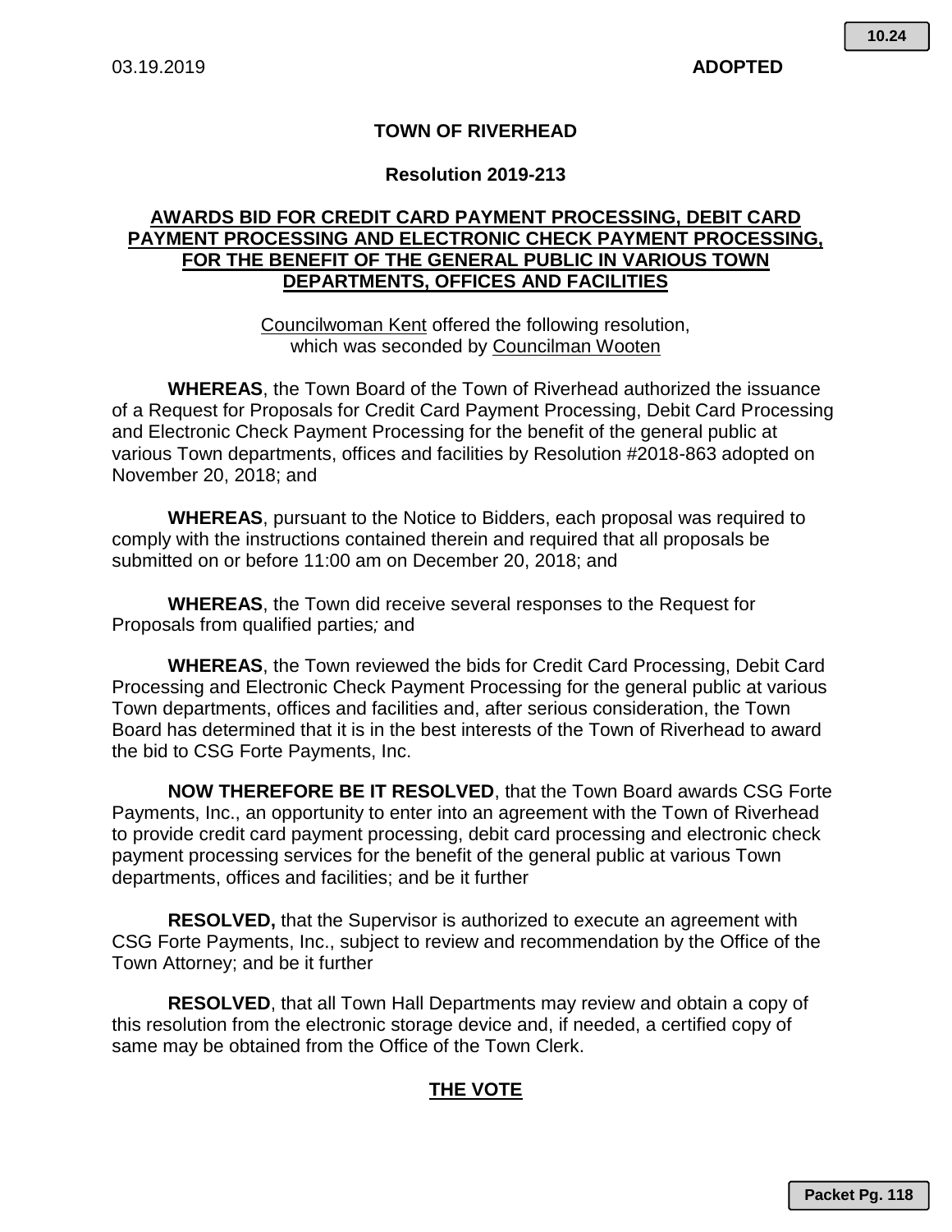03.19.2019 **ADOPTED**

# TOWN OF RIVERHEAD

## Resolution 2019-213

**AWARDS BID FOR CREDIT CARD PAYMENT PROCESSING, DEBIT CARD PAYMENT PROCESSING AND ELECTRONIC CHECK PAYMENT PROCESSING, FOR THE BENEFIT OF THE GENERAL PUBLIC IN VARIOUS TOWN DEPARTMENTS, OFFICES AND FACILITIES**

Councilwoman Kent offered the following resolution, which was seconded by Councilman Wooten

**WHEREAS**, the Town Board of the Town of Riverhead authorized the issuance of a Request for Proposals for Credit Card Payment Processing, Debit Card Processing and Electronic Check Payment Processing for the benefit of the general public at various Town departments, offices and facilities by Resolution #2018-863 adopted on November 20, 2018; and

**WHEREAS**, pursuant to the Notice to Bidders, each proposal was required to comply with the instructions contained therein and required that all proposals be submitted on or before 11:00 am on December 20, 2018; and

**WHEREAS**, the Town did receive several responses to the Request for Proposals from qualified parties*;* and

**WHEREAS**, the Town reviewed the bids for Credit Card Processing, Debit Card Processing and Electronic Check Payment Processing for the general public at various Town departments, offices and facilities and, after serious consideration, the Town Board has determined that it is in the best interests of the Town of Riverhead to award the bid to CSG Forte Payments, Inc.

**NOW THEREFORE BE IT RESOLVED**, that the Town Board awards CSG Forte Payments, Inc., an opportunity to enter into an agreement with the Town of Riverhead to provide credit card payment processing, debit card processing and electronic check payment processing services for the benefit of the general public at various Town departments, offices and facilities; and be it further

**RESOLVED,** that the Supervisor is authorized to execute an agreement with CSG Forte Payments, Inc., subject to review and recommendation by the Office of the Town Attorney; and be it further

**RESOLVED**, that all Town Hall Departments may review and obtain a copy of this resolution from the electronic storage device and, if needed, a certified copy of same may be obtained from the Office of the Town Clerk.

**THE VOTE**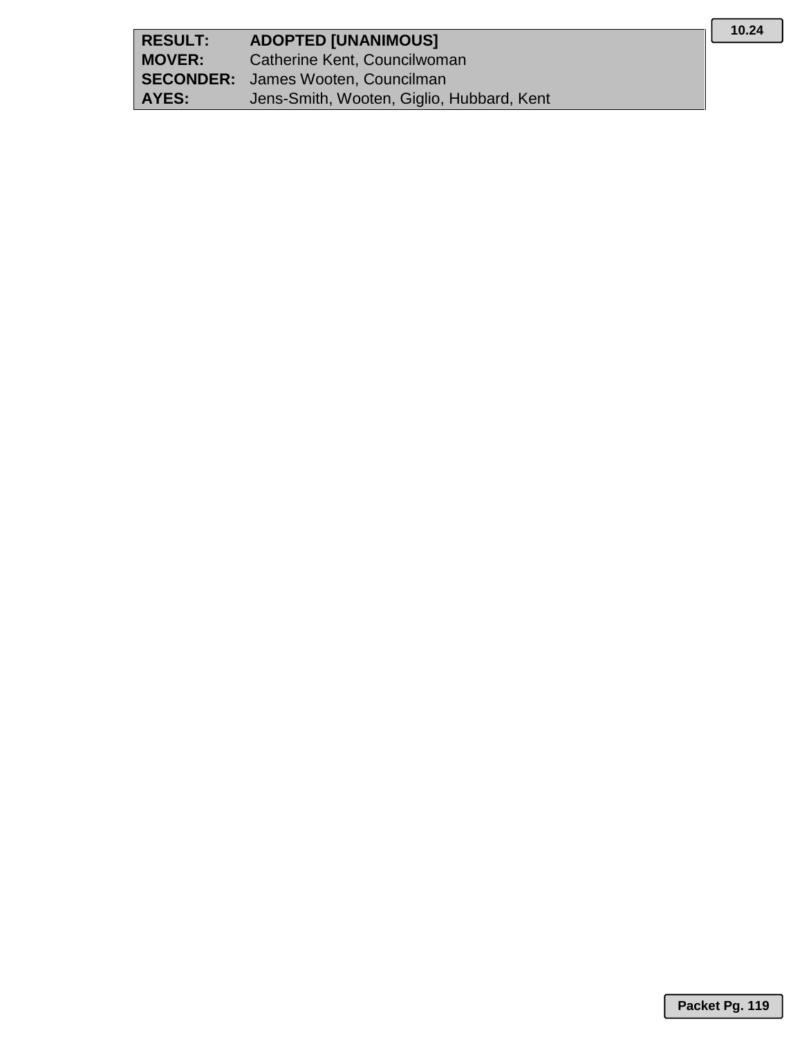| | |
|---|---|
| **RESULT:** | **ADOPTED [UNANIMOUS]** |
| **MOVER:** | Catherine Kent, Councilwoman |
| **SECONDER:** | James Wooten, Councilman |
| **AYES:** | Jens-Smith, Wooten, Giglio, Hubbard, Kent |